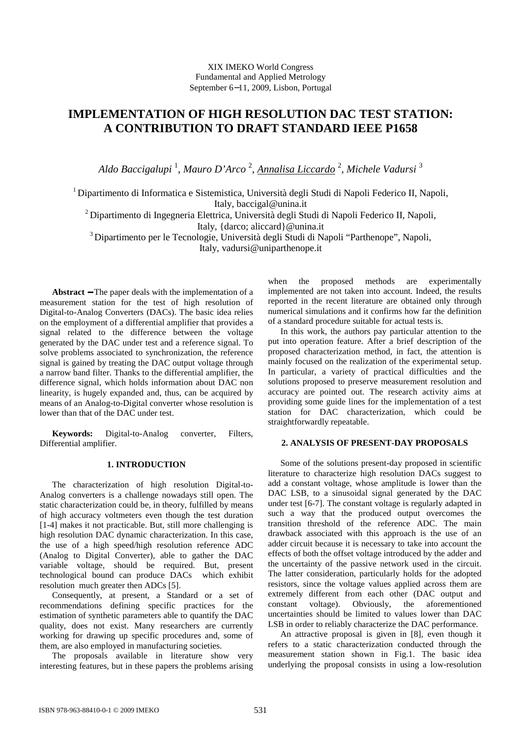XIX IMEKO World Congress
Fundamental and Applied Metrology
September 6−11, 2009, Lisbon, Portugal

# IMPLEMENTATION OF HIGH RESOLUTION DAC TEST STATION: A CONTRIBUTION TO DRAFT STANDARD IEEE P1658

*Aldo Baccigalupi* [1], *Mauro D'Arco* [2], *Annalisa Liccardo* [2], *Michele Vadursi* [3]

[1] Dipartimento di Informatica e Sistemistica, Università degli Studi di Napoli Federico II, Napoli, Italy, baccigal@unina.it

[2] Dipartimento di Ingegneria Elettrica, Università degli Studi di Napoli Federico II, Napoli, Italy, {darco; aliccard}@unina.it

[3] Dipartimento per le Tecnologie, Università degli Studi di Napoli "Parthenope", Napoli, Italy, vadursi@uniparthenope.it

**Abstract** − The paper deals with the implementation of a measurement station for the test of high resolution of Digital-to-Analog Converters (DACs). The basic idea relies on the employment of a differential amplifier that provides a signal related to the difference between the voltage generated by the DAC under test and a reference signal. To solve problems associated to synchronization, the reference signal is gained by treating the DAC output voltage through a narrow band filter. Thanks to the differential amplifier, the difference signal, which holds information about DAC non linearity, is hugely expanded and, thus, can be acquired by means of an Analog-to-Digital converter whose resolution is lower than that of the DAC under test.

**Keywords:** Digital-to-Analog converter, Filters, Differential amplifier.

## 1. INTRODUCTION

The characterization of high resolution Digital-to-Analog converters is a challenge nowadays still open. The static characterization could be, in theory, fulfilled by means of high accuracy voltmeters even though the test duration [1-4] makes it not practicable. But, still more challenging is high resolution DAC dynamic characterization. In this case, the use of a high speed/high resolution reference ADC (Analog to Digital Converter), able to gather the DAC variable voltage, should be required. But, present technological bound can produce DACs which exhibit resolution much greater then ADCs [5].

Consequently, at present, a Standard or a set of recommendations defining specific practices for the estimation of synthetic parameters able to quantify the DAC quality, does not exist. Many researchers are currently working for drawing up specific procedures and, some of them, are also employed in manufacturing societies.

The proposals available in literature show very interesting features, but in these papers the problems arising when the proposed methods are experimentally implemented are not taken into account. Indeed, the results reported in the recent literature are obtained only through numerical simulations and it confirms how far the definition of a standard procedure suitable for actual tests is.

In this work, the authors pay particular attention to the put into operation feature. After a brief description of the proposed characterization method, in fact, the attention is mainly focused on the realization of the experimental setup. In particular, a variety of practical difficulties and the solutions proposed to preserve measurement resolution and accuracy are pointed out. The research activity aims at providing some guide lines for the implementation of a test station for DAC characterization, which could be straightforwardly repeatable.

## 2. ANALYSIS OF PRESENT-DAY PROPOSALS

Some of the solutions present-day proposed in scientific literature to characterize high resolution DACs suggest to add a constant voltage, whose amplitude is lower than the DAC LSB, to a sinusoidal signal generated by the DAC under test [6-7]. The constant voltage is regularly adapted in such a way that the produced output overcomes the transition threshold of the reference ADC. The main drawback associated with this approach is the use of an adder circuit because it is necessary to take into account the effects of both the offset voltage introduced by the adder and the uncertainty of the passive network used in the circuit. The latter consideration, particularly holds for the adopted resistors, since the voltage values applied across them are extremely different from each other (DAC output and constant voltage). Obviously, the aforementioned uncertainties should be limited to values lower than DAC LSB in order to reliably characterize the DAC performance.

An attractive proposal is given in [8], even though it refers to a static characterization conducted through the measurement station shown in Fig.1. The basic idea underlying the proposal consists in using a low-resolution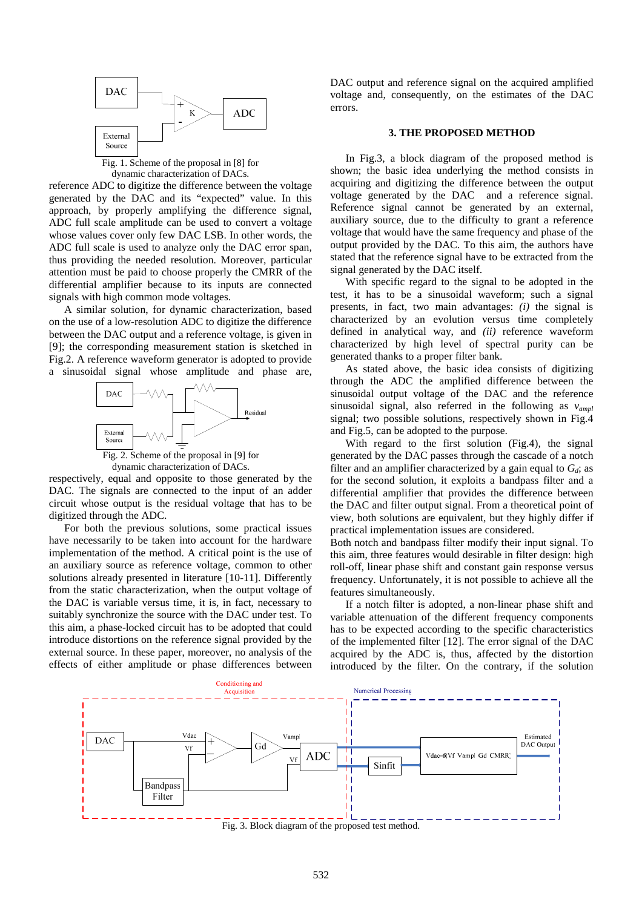Fig. 1. Scheme of the proposal in [8] for dynamic characterization of DACs.

reference ADC to digitize the difference between the voltage generated by the DAC and its "expected" value. In this approach, by properly amplifying the difference signal, ADC full scale amplitude can be used to convert a voltage whose values cover only few DAC LSB. In other words, the ADC full scale is used to analyze only the DAC error span, thus providing the needed resolution. Moreover, particular attention must be paid to choose properly the CMRR of the differential amplifier because to its inputs are connected signals with high common mode voltages.

A similar solution, for dynamic characterization, based on the use of a low-resolution ADC to digitize the difference between the DAC output and a reference voltage, is given in [9]; the corresponding measurement station is sketched in Fig.2. A reference waveform generator is adopted to provide a sinusoidal signal whose amplitude and phase are, respectively, equal and opposite to those generated by the DAC. The signals are connected to the input of an adder circuit whose output is the residual voltage that has to be digitized through the ADC.

Fig. 2. Scheme of the proposal in [9] for dynamic characterization of DACs.

For both the previous solutions, some practical issues have necessarily to be taken into account for the hardware implementation of the method. A critical point is the use of an auxiliary source as reference voltage, common to other solutions already presented in literature [10-11]. Differently from the static characterization, when the output voltage of the DAC is variable versus time, it is, in fact, necessary to suitably synchronize the source with the DAC under test. To this aim, a phase-locked circuit has to be adopted that could introduce distortions on the reference signal provided by the external source. In these paper, moreover, no analysis of the effects of either amplitude or phase differences between DAC output and reference signal on the acquired amplified voltage and, consequently, on the estimates of the DAC errors.

## 3. THE PROPOSED METHOD

In Fig.3, a block diagram of the proposed method is shown; the basic idea underlying the method consists in acquiring and digitizing the difference between the output voltage generated by the DAC and a reference signal. Reference signal cannot be generated by an external, auxiliary source, due to the difficulty to grant a reference voltage that would have the same frequency and phase of the output provided by the DAC. To this aim, the authors have stated that the reference signal have to be extracted from the signal generated by the DAC itself.

With specific regard to the signal to be adopted in the test, it has to be a sinusoidal waveform; such a signal presents, in fact, two main advantages: *(i)* the signal is characterized by an evolution versus time completely defined in analytical way, and *(ii)* reference waveform characterized by high level of spectral purity can be generated thanks to a proper filter bank.

As stated above, the basic idea consists of digitizing through the ADC the amplified difference between the sinusoidal output voltage of the DAC and the reference sinusoidal signal, also referred in the following as $v_{ampl}$ signal; two possible solutions, respectively shown in Fig.4 and Fig.5, can be adopted to the purpose.

With regard to the first solution (Fig.4), the signal generated by the DAC passes through the cascade of a notch filter and an amplifier characterized by a gain equal to $G_d$; as for the second solution, it exploits a bandpass filter and a differential amplifier that provides the difference between the DAC and filter output signal. From a theoretical point of view, both solutions are equivalent, but they highly differ if practical implementation issues are considered.

Both notch and bandpass filter modify their input signal. To this aim, three features would desirable in filter design: high roll-off, linear phase shift and constant gain response versus frequency. Unfortunately, it is not possible to achieve all the features simultaneously.

If a notch filter is adopted, a non-linear phase shift and variable attenuation of the different frequency components has to be expected according to the specific characteristics of the implemented filter [12]. The error signal of the DAC acquired by the ADC is, thus, affected by the distortion introduced by the filter. On the contrary, if the solution

Fig. 3. Block diagram of the proposed test method.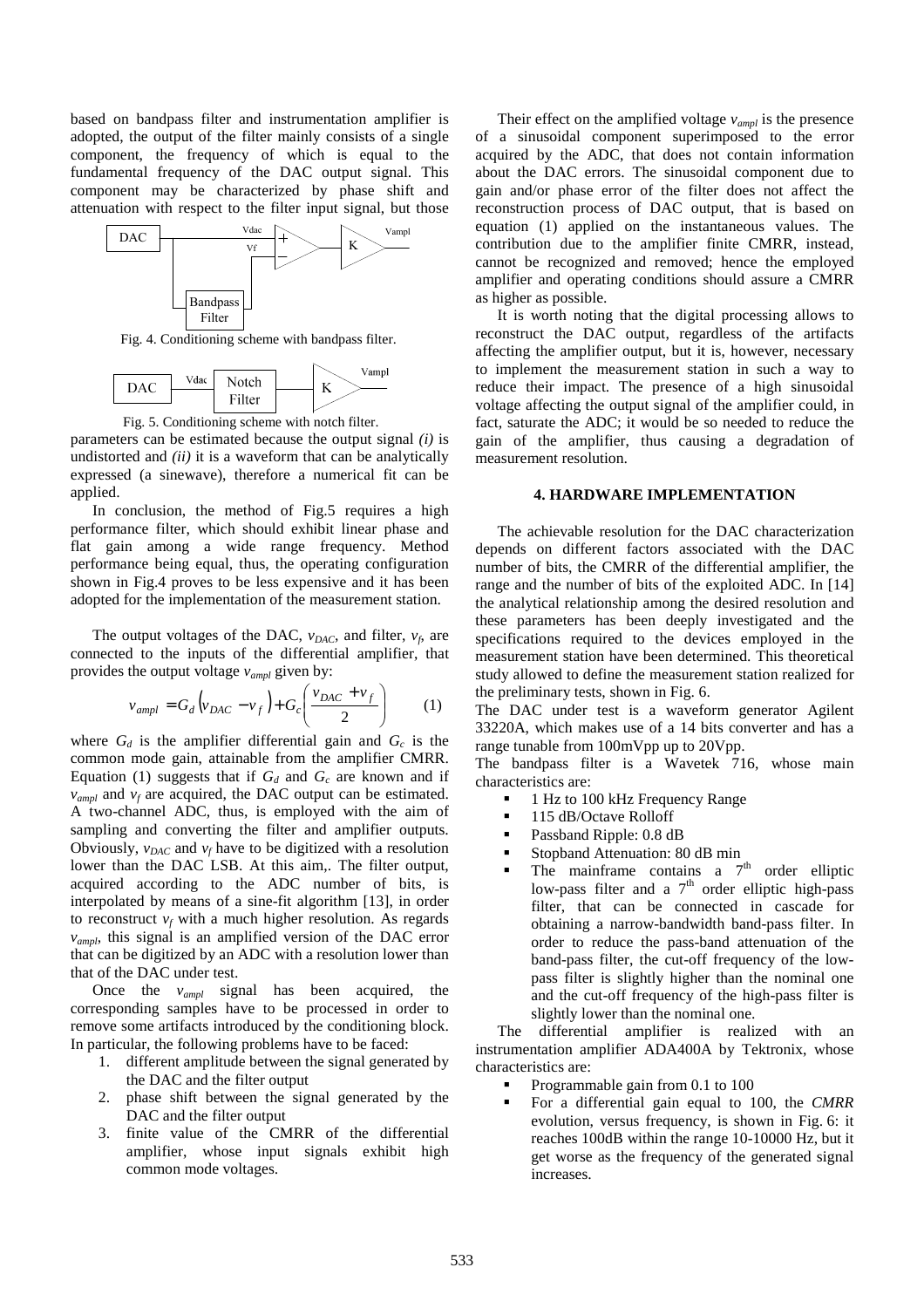based on bandpass filter and instrumentation amplifier is adopted, the output of the filter mainly consists of a single component, the frequency of which is equal to the fundamental frequency of the DAC output signal. This component may be characterized by phase shift and attenuation with respect to the filter input signal, but those parameters can be estimated because the output signal *(i)* is undistorted and *(ii)* it is a waveform that can be analytically expressed (a sinewave), therefore a numerical fit can be applied.

Fig. 4. Conditioning scheme with bandpass filter.

Fig. 5. Conditioning scheme with notch filter.

In conclusion, the method of Fig.5 requires a high performance filter, which should exhibit linear phase and flat gain among a wide range frequency. Method performance being equal, thus, the operating configuration shown in Fig.4 proves to be less expensive and it has been adopted for the implementation of the measurement station.

The output voltages of the DAC, $v_{DAC}$, and filter, $v_f$, are connected to the inputs of the differential amplifier, that provides the output voltage $v_{ampl}$ given by:

$$v_{ampl} = G_d \left( v_{DAC} - v_f \right) + G_c \left( \frac{v_{DAC} + v_f}{2} \right) \qquad (1)$$

where $G_d$ is the amplifier differential gain and $G_c$ is the common mode gain, attainable from the amplifier CMRR. Equation (1) suggests that if $G_d$ and $G_c$ are known and if $v_{ampl}$ and $v_f$ are acquired, the DAC output can be estimated. A two-channel ADC, thus, is employed with the aim of sampling and converting the filter and amplifier outputs. Obviously, $v_{DAC}$ and $v_f$ have to be digitized with a resolution lower than the DAC LSB. At this aim,. The filter output, acquired according to the ADC number of bits, is interpolated by means of a sine-fit algorithm [13], in order to reconstruct $v_f$ with a much higher resolution. As regards $v_{ampl}$, this signal is an amplified version of the DAC error that can be digitized by an ADC with a resolution lower than that of the DAC under test.

Once the $v_{ampl}$ signal has been acquired, the corresponding samples have to be processed in order to remove some artifacts introduced by the conditioning block. In particular, the following problems have to be faced:

1. different amplitude between the signal generated by the DAC and the filter output
2. phase shift between the signal generated by the DAC and the filter output
3. finite value of the CMRR of the differential amplifier, whose input signals exhibit high common mode voltages.

Their effect on the amplified voltage $v_{ampl}$ is the presence of a sinusoidal component superimposed to the error acquired by the ADC, that does not contain information about the DAC errors. The sinusoidal component due to gain and/or phase error of the filter does not affect the reconstruction process of DAC output, that is based on equation (1) applied on the instantaneous values. The contribution due to the amplifier finite CMRR, instead, cannot be recognized and removed; hence the employed amplifier and operating conditions should assure a CMRR as higher as possible.

It is worth noting that the digital processing allows to reconstruct the DAC output, regardless of the artifacts affecting the amplifier output, but it is, however, necessary to implement the measurement station in such a way to reduce their impact. The presence of a high sinusoidal voltage affecting the output signal of the amplifier could, in fact, saturate the ADC; it would be so needed to reduce the gain of the amplifier, thus causing a degradation of measurement resolution.

## 4. HARDWARE IMPLEMENTATION

The achievable resolution for the DAC characterization depends on different factors associated with the DAC number of bits, the CMRR of the differential amplifier, the range and the number of bits of the exploited ADC. In [14] the analytical relationship among the desired resolution and these parameters has been deeply investigated and the specifications required to the devices employed in the measurement station have been determined. This theoretical study allowed to define the measurement station realized for the preliminary tests, shown in Fig. 6.

The DAC under test is a waveform generator Agilent 33220A, which makes use of a 14 bits converter and has a range tunable from 100mVpp up to 20Vpp.

The bandpass filter is a Wavetek 716, whose main characteristics are:

- 1 Hz to 100 kHz Frequency Range
- 115 dB/Octave Rolloff
- Passband Ripple: 0.8 dB
- Stopband Attenuation: 80 dB min
- The mainframe contains a 7th order elliptic low-pass filter and a 7th order elliptic high-pass filter, that can be connected in cascade for obtaining a narrow-bandwidth band-pass filter. In order to reduce the pass-band attenuation of the band-pass filter, the cut-off frequency of the low-pass filter is slightly higher than the nominal one and the cut-off frequency of the high-pass filter is slightly lower than the nominal one.

The differential amplifier is realized with an instrumentation amplifier ADA400A by Tektronix, whose characteristics are:

- Programmable gain from 0.1 to 100
- For a differential gain equal to 100, the *CMRR* evolution, versus frequency, is shown in Fig. 6: it reaches 100dB within the range 10-10000 Hz, but it get worse as the frequency of the generated signal increases.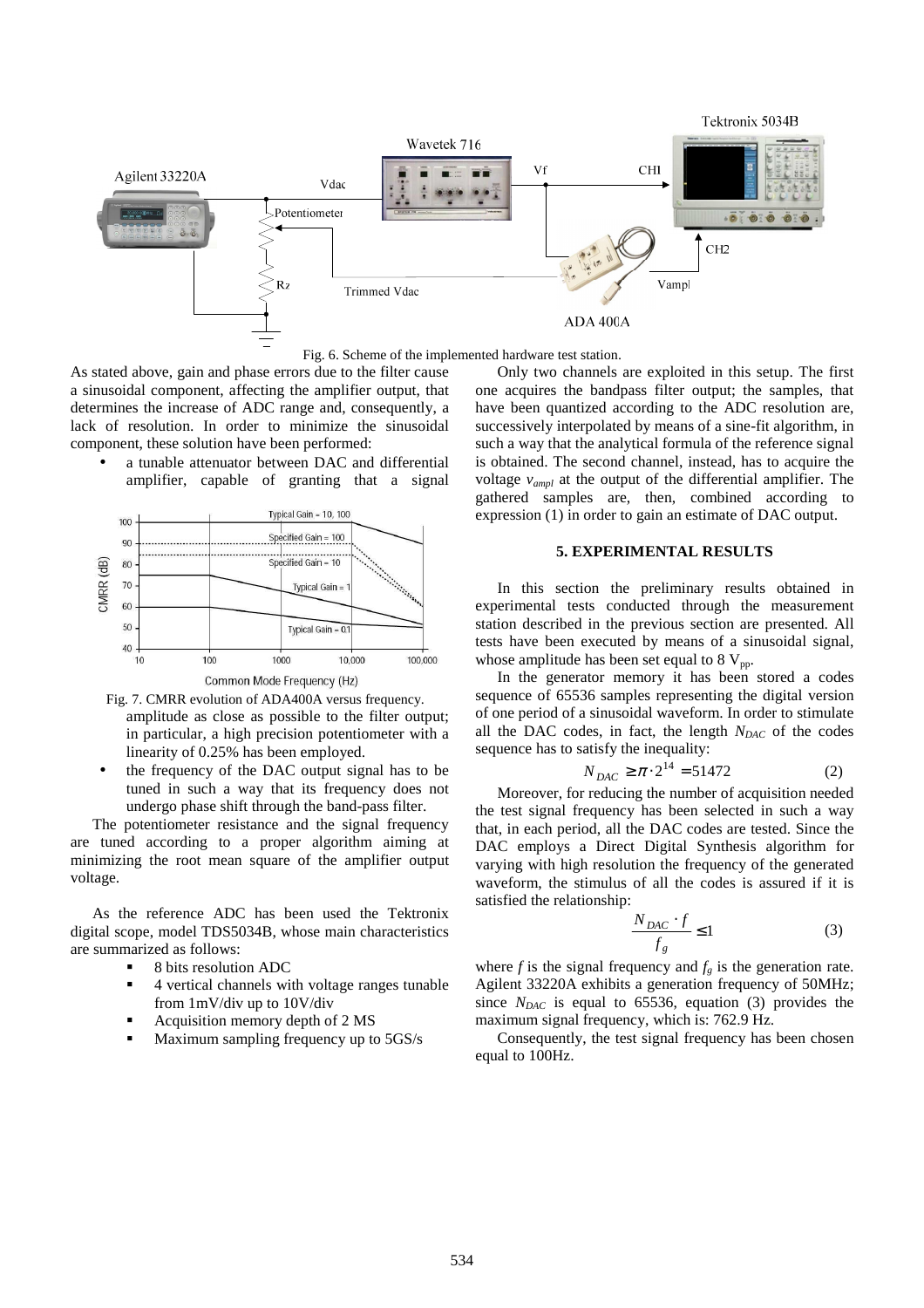Fig. 6. Scheme of the implemented hardware test station.

As stated above, gain and phase errors due to the filter cause a sinusoidal component, affecting the amplifier output, that determines the increase of ADC range and, consequently, a lack of resolution. In order to minimize the sinusoidal component, these solution have been performed:

- a tunable attenuator between DAC and differential amplifier, capable of granting that a signal amplitude as close as possible to the filter output; in particular, a high precision potentiometer with a linearity of 0.25% has been employed.
- the frequency of the DAC output signal has to be tuned in such a way that its frequency does not undergo phase shift through the band-pass filter.

Fig. 7. CMRR evolution of ADA400A versus frequency.

The potentiometer resistance and the signal frequency are tuned according to a proper algorithm aiming at minimizing the root mean square of the amplifier output voltage.

As the reference ADC has been used the Tektronix digital scope, model TDS5034B, whose main characteristics are summarized as follows:

- 8 bits resolution ADC
- 4 vertical channels with voltage ranges tunable from 1mV/div up to 10V/div
- Acquisition memory depth of 2 MS
- Maximum sampling frequency up to 5GS/s

Only two channels are exploited in this setup. The first one acquires the bandpass filter output; the samples, that have been quantized according to the ADC resolution are, successively interpolated by means of a sine-fit algorithm, in such a way that the analytical formula of the reference signal is obtained. The second channel, instead, has to acquire the voltage $v_{ampl}$ at the output of the differential amplifier. The gathered samples are, then, combined according to expression (1) in order to gain an estimate of DAC output.

## 5. EXPERIMENTAL RESULTS

In this section the preliminary results obtained in experimental tests conducted through the measurement station described in the previous section are presented. All tests have been executed by means of a sinusoidal signal, whose amplitude has been set equal to 8 $V_{pp}$.

In the generator memory it has been stored a codes sequence of 65536 samples representing the digital version of one period of a sinusoidal waveform. In order to stimulate all the DAC codes, in fact, the length $N_{DAC}$ of the codes sequence has to satisfy the inequality:

$$N_{DAC} \geq \pi \cdot 2^{14} = 51472 \qquad (2)$$

Moreover, for reducing the number of acquisition needed the test signal frequency has been selected in such a way that, in each period, all the DAC codes are tested. Since the DAC employs a Direct Digital Synthesis algorithm for varying with high resolution the frequency of the generated waveform, the stimulus of all the codes is assured if it is satisfied the relationship:

$$\frac{N_{DAC} \cdot f}{f_g} \leq 1 \qquad (3)$$

where $f$ is the signal frequency and $f_g$ is the generation rate. Agilent 33220A exhibits a generation frequency of 50MHz; since $N_{DAC}$ is equal to 65536, equation (3) provides the maximum signal frequency, which is: 762.9 Hz.

Consequently, the test signal frequency has been chosen equal to 100Hz.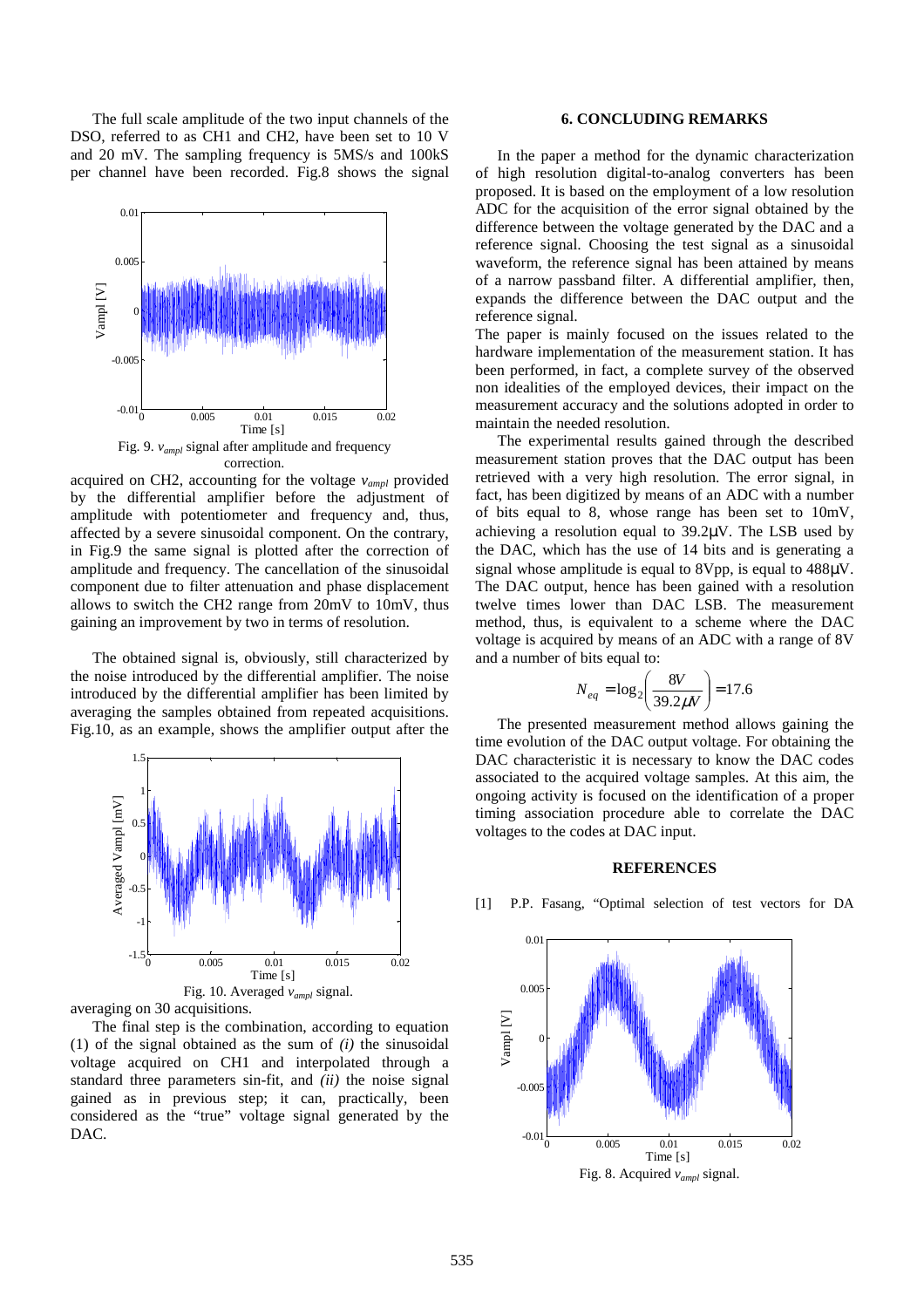The full scale amplitude of the two input channels of the DSO, referred to as CH1 and CH2, have been set to 10 V and 20 mV. The sampling frequency is 5MS/s and 100kS per channel have been recorded. Fig.8 shows the signal acquired on CH2, accounting for the voltage $v_{ampl}$ provided by the differential amplifier before the adjustment of amplitude with potentiometer and frequency and, thus, affected by a severe sinusoidal component. On the contrary, in Fig.9 the same signal is plotted after the correction of amplitude and frequency. The cancellation of the sinusoidal component due to filter attenuation and phase displacement allows to switch the CH2 range from 20mV to 10mV, thus gaining an improvement by two in terms of resolution.

Fig. 9. $v_{ampl}$ signal after amplitude and frequency correction.

The obtained signal is, obviously, still characterized by the noise introduced by the differential amplifier. The noise introduced by the differential amplifier has been limited by averaging the samples obtained from repeated acquisitions. Fig.10, as an example, shows the amplifier output after the averaging on 30 acquisitions.

Fig. 10. Averaged $v_{ampl}$ signal.

The final step is the combination, according to equation (1) of the signal obtained as the sum of *(i)* the sinusoidal voltage acquired on CH1 and interpolated through a standard three parameters sin-fit, and *(ii)* the noise signal gained as in previous step; it can, practically, been considered as the "true" voltage signal generated by the DAC.

## 6. CONCLUDING REMARKS

In the paper a method for the dynamic characterization of high resolution digital-to-analog converters has been proposed. It is based on the employment of a low resolution ADC for the acquisition of the error signal obtained by the difference between the voltage generated by the DAC and a reference signal. Choosing the test signal as a sinusoidal waveform, the reference signal has been attained by means of a narrow passband filter. A differential amplifier, then, expands the difference between the DAC output and the reference signal.

The paper is mainly focused on the issues related to the hardware implementation of the measurement station. It has been performed, in fact, a complete survey of the observed non idealities of the employed devices, their impact on the measurement accuracy and the solutions adopted in order to maintain the needed resolution.

The experimental results gained through the described measurement station proves that the DAC output has been retrieved with a very high resolution. The error signal, in fact, has been digitized by means of an ADC with a number of bits equal to 8, whose range has been set to 10mV, achieving a resolution equal to 39.2μV. The LSB used by the DAC, which has the use of 14 bits and is generating a signal whose amplitude is equal to 8Vpp, is equal to 488μV. The DAC output, hence has been gained with a resolution twelve times lower than DAC LSB. The measurement method, thus, is equivalent to a scheme where the DAC voltage is acquired by means of an ADC with a range of 8V and a number of bits equal to:

$$N_{eq} = \log_2\left(\frac{8V}{39.2\mu V}\right) = 17.6$$

The presented measurement method allows gaining the time evolution of the DAC output voltage. For obtaining the DAC characteristic it is necessary to know the DAC codes associated to the acquired voltage samples. At this aim, the ongoing activity is focused on the identification of a proper timing association procedure able to correlate the DAC voltages to the codes at DAC input.

## REFERENCES

[1] P.P. Fasang, "Optimal selection of test vectors for DA

Fig. 8. Acquired $v_{ampl}$ signal.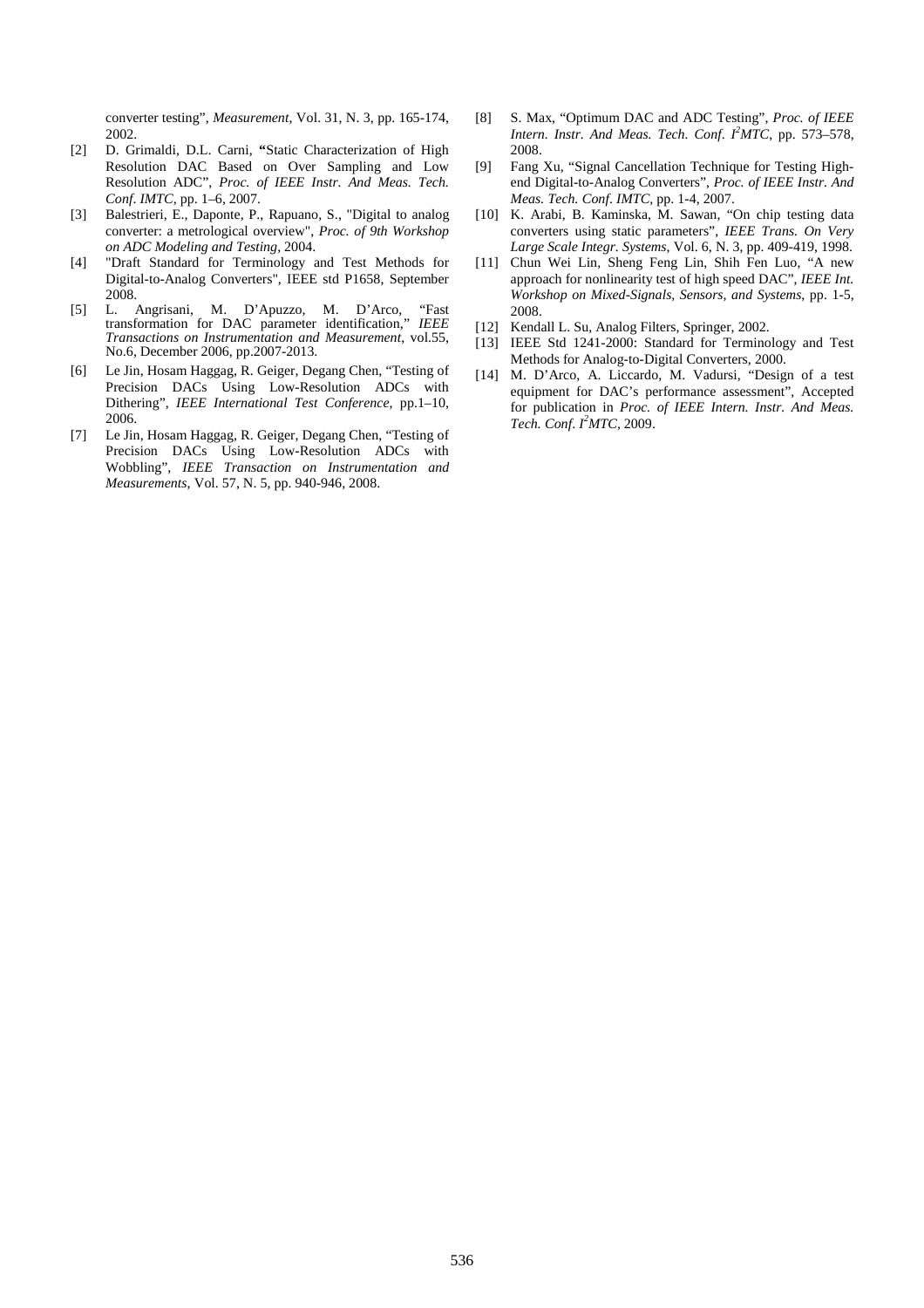converter testing", *Measurement*, Vol. 31, N. 3, pp. 165-174, 2002.

[2] D. Grimaldi, D.L. Carni, **"**Static Characterization of High Resolution DAC Based on Over Sampling and Low Resolution ADC", *Proc. of IEEE Instr. And Meas. Tech. Conf. IMTC*, pp. 1–6, 2007.

[3] Balestrieri, E., Daponte, P., Rapuano, S., "Digital to analog converter: a metrological overview", *Proc. of 9th Workshop on ADC Modeling and Testing*, 2004.

[4] "Draft Standard for Terminology and Test Methods for Digital-to-Analog Converters", IEEE std P1658, September 2008.

[5] L. Angrisani, M. D'Apuzzo, M. D'Arco, "Fast transformation for DAC parameter identification," *IEEE Transactions on Instrumentation and Measurement*, vol.55, No.6, December 2006, pp.2007-2013.

[6] Le Jin, Hosam Haggag, R. Geiger, Degang Chen, "Testing of Precision DACs Using Low-Resolution ADCs with Dithering", *IEEE International Test Conference*, pp.1–10, 2006.

[7] Le Jin, Hosam Haggag, R. Geiger, Degang Chen, "Testing of Precision DACs Using Low-Resolution ADCs with Wobbling", *IEEE Transaction on Instrumentation and Measurements*, Vol. 57, N. 5, pp. 940-946, 2008.

[8] S. Max, "Optimum DAC and ADC Testing", *Proc. of IEEE Intern. Instr. And Meas. Tech. Conf. $I^2MTC$*, pp. 573–578, 2008.

[9] Fang Xu, "Signal Cancellation Technique for Testing High-end Digital-to-Analog Converters", *Proc. of IEEE Instr. And Meas. Tech. Conf. IMTC*, pp. 1-4, 2007.

[10] K. Arabi, B. Kaminska, M. Sawan, "On chip testing data converters using static parameters", *IEEE Trans. On Very Large Scale Integr. Systems*, Vol. 6, N. 3, pp. 409-419, 1998.

[11] Chun Wei Lin, Sheng Feng Lin, Shih Fen Luo, "A new approach for nonlinearity test of high speed DAC", *IEEE Int. Workshop on Mixed-Signals, Sensors, and Systems*, pp. 1-5, 2008.

[12] Kendall L. Su, Analog Filters, Springer, 2002.

[13] IEEE Std 1241-2000: Standard for Terminology and Test Methods for Analog-to-Digital Converters, 2000.

[14] M. D'Arco, A. Liccardo, M. Vadursi, "Design of a test equipment for DAC's performance assessment", Accepted for publication in *Proc. of IEEE Intern. Instr. And Meas. Tech. Conf. $I^2MTC$*, 2009.